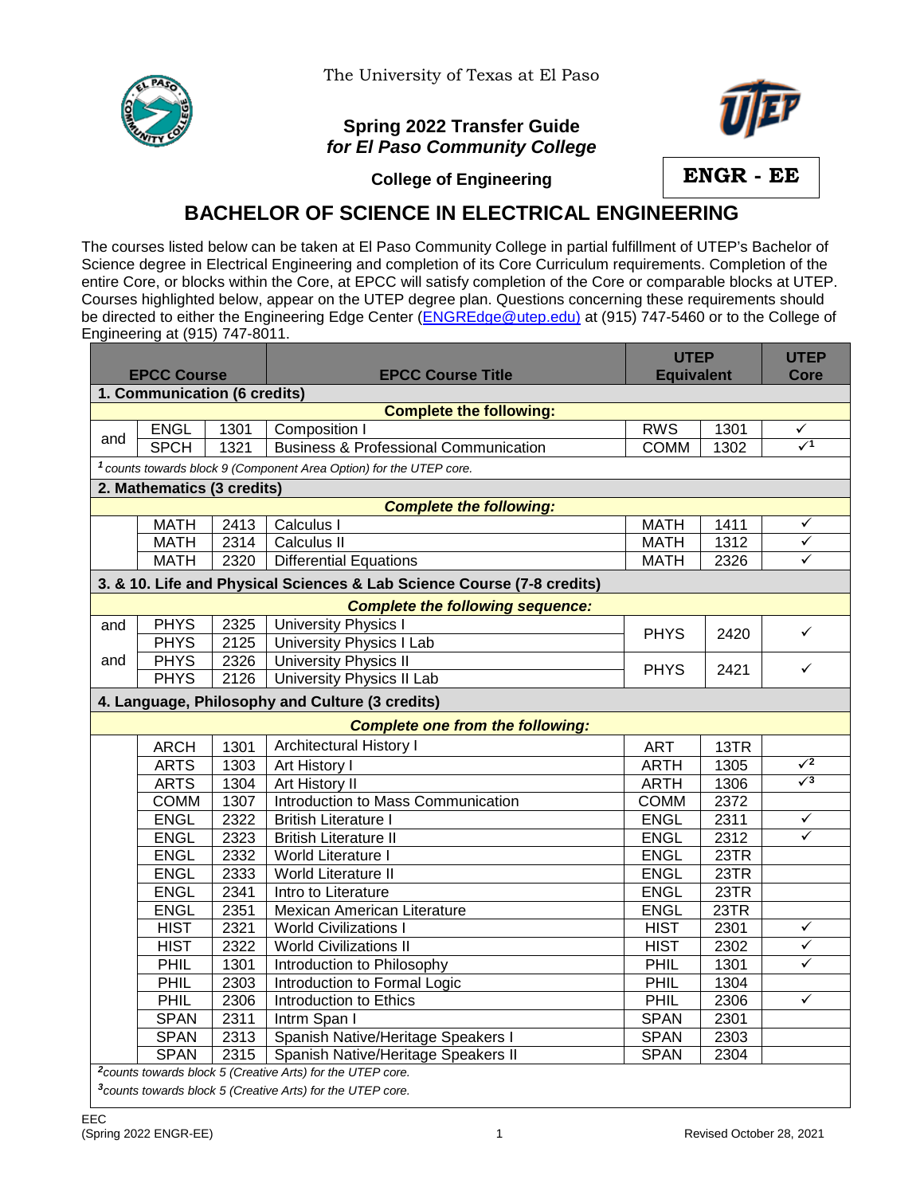The University of Texas at El Paso

**Spring 2022 Transfer Guide**
***for El Paso Community College***

**College of Engineering**

**ENGR - EE**

# BACHELOR OF SCIENCE IN ELECTRICAL ENGINEERING

The courses listed below can be taken at El Paso Community College in partial fulfillment of UTEP's Bachelor of Science degree in Electrical Engineering and completion of its Core Curriculum requirements. Completion of the entire Core, or blocks within the Core, at EPCC will satisfy completion of the Core or comparable blocks at UTEP. Courses highlighted below, appear on the UTEP degree plan. Questions concerning these requirements should be directed to either the Engineering Edge Center (ENGREdge@utep.edu) at (915) 747-5460 or to the College of Engineering at (915) 747-8011.

| | EPCC Course | | EPCC Course Title | UTEP Equivalent | | UTEP Core |
|---|---|---|---|---|---|---|
| **1. Communication (6 credits)** | | | | | | |
| | | | **Complete the following:** | | | |
| and | ENGL | 1301 | Composition I | RWS | 1301 | ✓ |
| | SPCH | 1321 | Business & Professional Communication | COMM | 1302 | ✓[1] |
| *[1] counts towards block 9 (Component Area Option) for the UTEP core.* | | | | | | |
| **2. Mathematics (3 credits)** | | | | | | |
| | | | ***Complete the following:*** | | | |
| | MATH | 2413 | Calculus I | MATH | 1411 | ✓ |
| | MATH | 2314 | Calculus II | MATH | 1312 | ✓ |
| | MATH | 2320 | Differential Equations | MATH | 2326 | ✓ |
| **3. & 10. Life and Physical Sciences & Lab Science Course (7-8 credits)** | | | | | | |
| | | | ***Complete the following sequence:*** | | | |
| and | PHYS | 2325 | University Physics I | PHYS | 2420 | ✓ |
| | PHYS | 2125 | University Physics I Lab | | | |
| and | PHYS | 2326 | University Physics II | PHYS | 2421 | ✓ |
| | PHYS | 2126 | University Physics II Lab | | | |
| **4. Language, Philosophy and Culture (3 credits)** | | | | | | |
| | | | ***Complete one from the following:*** | | | |
| | ARCH | 1301 | Architectural History I | ART | 13TR | |
| | ARTS | 1303 | Art History I | ARTH | 1305 | ✓[2] |
| | ARTS | 1304 | Art History II | ARTH | 1306 | ✓[3] |
| | COMM | 1307 | Introduction to Mass Communication | COMM | 2372 | |
| | ENGL | 2322 | British Literature I | ENGL | 2311 | ✓ |
| | ENGL | 2323 | British Literature II | ENGL | 2312 | ✓ |
| | ENGL | 2332 | World Literature I | ENGL | 23TR | |
| | ENGL | 2333 | World Literature II | ENGL | 23TR | |
| | ENGL | 2341 | Intro to Literature | ENGL | 23TR | |
| | ENGL | 2351 | Mexican American Literature | ENGL | 23TR | |
| | HIST | 2321 | World Civilizations I | HIST | 2301 | ✓ |
| | HIST | 2322 | World Civilizations II | HIST | 2302 | ✓ |
| | PHIL | 1301 | Introduction to Philosophy | PHIL | 1301 | ✓ |
| | PHIL | 2303 | Introduction to Formal Logic | PHIL | 1304 | |
| | PHIL | 2306 | Introduction to Ethics | PHIL | 2306 | ✓ |
| | SPAN | 2311 | Intrm Span I | SPAN | 2301 | |
| | SPAN | 2313 | Spanish Native/Heritage Speakers I | SPAN | 2303 | |
| | SPAN | 2315 | Spanish Native/Heritage Speakers II | SPAN | 2304 | |
| *[2] counts towards block 5 (Creative Arts) for the UTEP core.* | | | | | | |
| *[3] counts towards block 5 (Creative Arts) for the UTEP core.* | | | | | | |

EEC
(Spring 2022 ENGR-EE) Revised October 28, 2021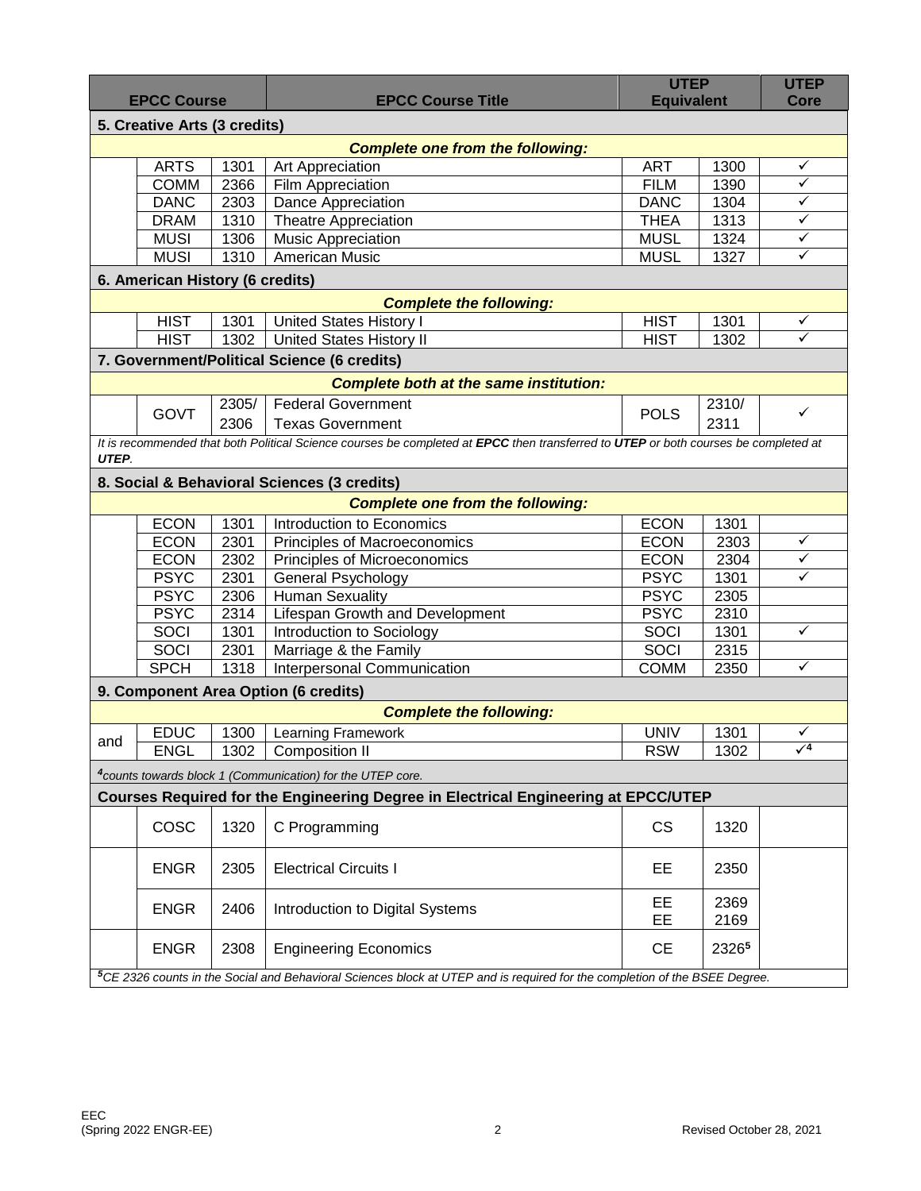| EPCC Course | | | EPCC Course Title | UTEP Equivalent | | UTEP Core |
|---|---|---|---|---|---|---|
| **5. Creative Arts (3 credits)** | | | | | | |
| | | | ***Complete one from the following:*** | | | |
| | ARTS | 1301 | Art Appreciation | ART | 1300 | ✓ |
| | COMM | 2366 | Film Appreciation | FILM | 1390 | ✓ |
| | DANC | 2303 | Dance Appreciation | DANC | 1304 | ✓ |
| | DRAM | 1310 | Theatre Appreciation | THEA | 1313 | ✓ |
| | MUSI | 1306 | Music Appreciation | MUSL | 1324 | ✓ |
| | MUSI | 1310 | American Music | MUSL | 1327 | ✓ |
| **6. American History (6 credits)** | | | | | | |
| | | | ***Complete the following:*** | | | |
| | HIST | 1301 | United States History I | HIST | 1301 | ✓ |
| | HIST | 1302 | United States History II | HIST | 1302 | ✓ |
| **7. Government/Political Science (6 credits)** | | | | | | |
| | | | ***Complete both at the same institution:*** | | | |
| | GOVT | 2305/ 2306 | Federal Government / Texas Government | POLS | 2310/ 2311 | ✓ |
| *It is recommended that both Political Science courses be completed at **EPCC** then transferred to **UTEP** or both courses be completed at **UTEP**.* | | | | | | |
| **8. Social & Behavioral Sciences (3 credits)** | | | | | | |
| | | | ***Complete one from the following:*** | | | |
| | ECON | 1301 | Introduction to Economics | ECON | 1301 | |
| | ECON | 2301 | Principles of Macroeconomics | ECON | 2303 | ✓ |
| | ECON | 2302 | Principles of Microeconomics | ECON | 2304 | ✓ |
| | PSYC | 2301 | General Psychology | PSYC | 1301 | ✓ |
| | PSYC | 2306 | Human Sexuality | PSYC | 2305 | |
| | PSYC | 2314 | Lifespan Growth and Development | PSYC | 2310 | |
| | SOCI | 1301 | Introduction to Sociology | SOCI | 1301 | ✓ |
| | SOCI | 2301 | Marriage & the Family | SOCI | 2315 | |
| | SPCH | 1318 | Interpersonal Communication | COMM | 2350 | ✓ |
| **9. Component Area Option (6 credits)** | | | | | | |
| | | | ***Complete the following:*** | | | |
| and | EDUC | 1300 | Learning Framework | UNIV | 1301 | ✓ |
| | ENGL | 1302 | Composition II | RSW | 1302 | ✓[4] |
| *[4] counts towards block 1 (Communication) for the UTEP core.* | | | | | | |
| **Courses Required for the Engineering Degree in Electrical Engineering at EPCC/UTEP** | | | | | | |
| | COSC | 1320 | C Programming | CS | 1320 | |
| | ENGR | 2305 | Electrical Circuits I | EE | 2350 | |
| | ENGR | 2406 | Introduction to Digital Systems | EE / EE | 2369 / 2169 | |
| | ENGR | 2308 | Engineering Economics | CE | 2326[5] | |
| *[5] CE 2326 counts in the Social and Behavioral Sciences block at UTEP and is required for the completion of the BSEE Degree.* | | | | | | |

EEC
(Spring 2022 ENGR-EE)

Revised October 28, 2021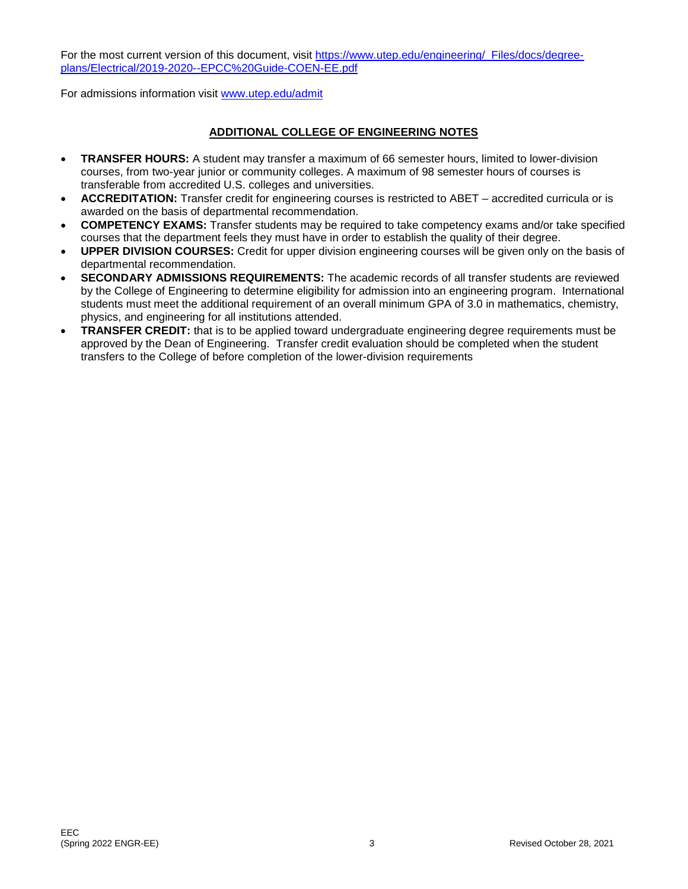For the most current version of this document, visit [https://www.utep.edu/engineering/_Files/docs/degree-plans/Electrical/2019-2020--EPCC%20Guide-COEN-EE.pdf](https://www.utep.edu/engineering/_Files/docs/degree-plans/Electrical/2019-2020--EPCC%20Guide-COEN-EE.pdf)

For admissions information visit [www.utep.edu/admit](www.utep.edu/admit)

## ADDITIONAL COLLEGE OF ENGINEERING NOTES

- **TRANSFER HOURS:** A student may transfer a maximum of 66 semester hours, limited to lower-division courses, from two-year junior or community colleges. A maximum of 98 semester hours of courses is transferable from accredited U.S. colleges and universities.
- **ACCREDITATION:** Transfer credit for engineering courses is restricted to ABET – accredited curricula or is awarded on the basis of departmental recommendation.
- **COMPETENCY EXAMS:** Transfer students may be required to take competency exams and/or take specified courses that the department feels they must have in order to establish the quality of their degree.
- **UPPER DIVISION COURSES:** Credit for upper division engineering courses will be given only on the basis of departmental recommendation.
- **SECONDARY ADMISSIONS REQUIREMENTS:** The academic records of all transfer students are reviewed by the College of Engineering to determine eligibility for admission into an engineering program. International students must meet the additional requirement of an overall minimum GPA of 3.0 in mathematics, chemistry, physics, and engineering for all institutions attended.
- **TRANSFER CREDIT:** that is to be applied toward undergraduate engineering degree requirements must be approved by the Dean of Engineering. Transfer credit evaluation should be completed when the student transfers to the College of before completion of the lower-division requirements